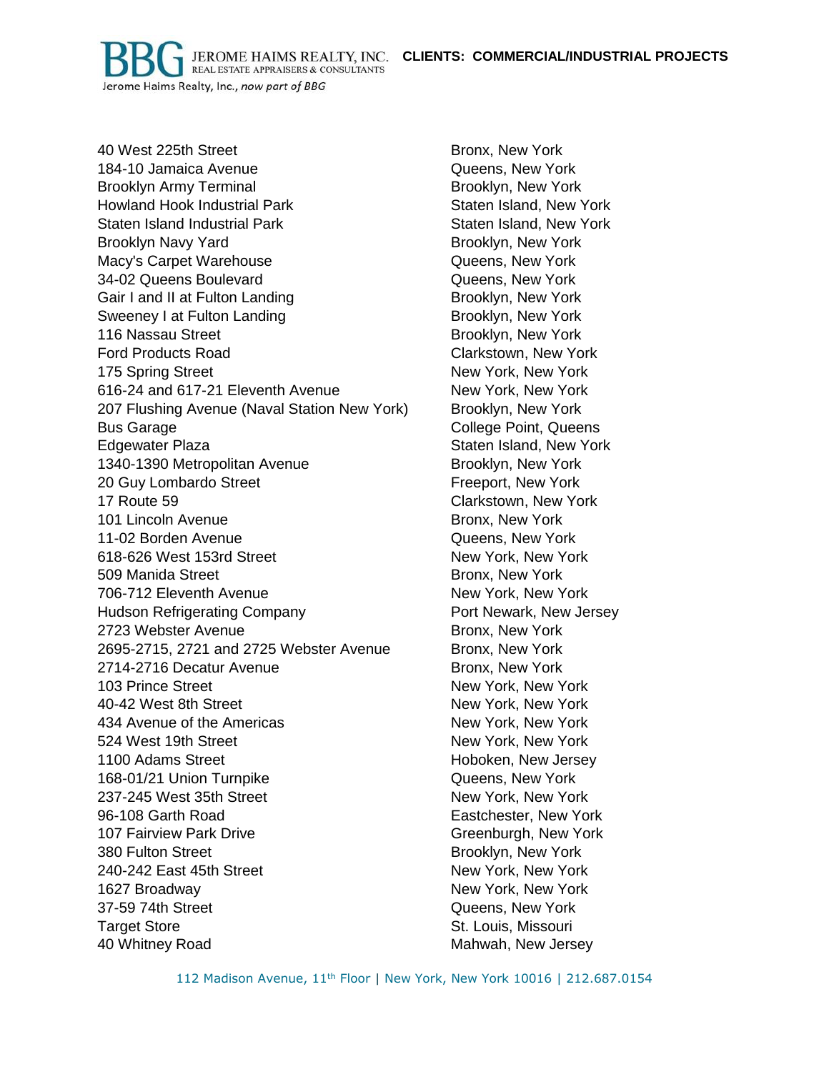# CLIENTS: COMMERCIAL/INDUSTRIAL PROJECTS

| Property | Location |
|---|---|
| 40 West 225th Street | Bronx, New York |
| 184-10 Jamaica Avenue | Queens, New York |
| Brooklyn Army Terminal | Brooklyn, New York |
| Howland Hook Industrial Park | Staten Island, New York |
| Staten Island Industrial Park | Staten Island, New York |
| Brooklyn Navy Yard | Brooklyn, New York |
| Macy's Carpet Warehouse | Queens, New York |
| 34-02 Queens Boulevard | Queens, New York |
| Gair I and II at Fulton Landing | Brooklyn, New York |
| Sweeney I at Fulton Landing | Brooklyn, New York |
| 116 Nassau Street | Brooklyn, New York |
| Ford Products Road | Clarkstown, New York |
| 175 Spring Street | New York, New York |
| 616-24 and 617-21 Eleventh Avenue | New York, New York |
| 207 Flushing Avenue (Naval Station New York) | Brooklyn, New York |
| Bus Garage | College Point, Queens |
| Edgewater Plaza | Staten Island, New York |
| 1340-1390 Metropolitan Avenue | Brooklyn, New York |
| 20 Guy Lombardo Street | Freeport, New York |
| 17 Route 59 | Clarkstown, New York |
| 101 Lincoln Avenue | Bronx, New York |
| 11-02 Borden Avenue | Queens, New York |
| 618-626 West 153rd Street | New York, New York |
| 509 Manida Street | Bronx, New York |
| 706-712 Eleventh Avenue | New York, New York |
| Hudson Refrigerating Company | Port Newark, New Jersey |
| 2723 Webster Avenue | Bronx, New York |
| 2695-2715, 2721 and 2725 Webster Avenue | Bronx, New York |
| 2714-2716 Decatur Avenue | Bronx, New York |
| 103 Prince Street | New York, New York |
| 40-42 West 8th Street | New York, New York |
| 434 Avenue of the Americas | New York, New York |
| 524 West 19th Street | New York, New York |
| 1100 Adams Street | Hoboken, New Jersey |
| 168-01/21 Union Turnpike | Queens, New York |
| 237-245 West 35th Street | New York, New York |
| 96-108 Garth Road | Eastchester, New York |
| 107 Fairview Park Drive | Greenburgh, New York |
| 380 Fulton Street | Brooklyn, New York |
| 240-242 East 45th Street | New York, New York |
| 1627 Broadway | New York, New York |
| 37-59 74th Street | Queens, New York |
| Target Store | St. Louis, Missouri |
| 40 Whitney Road | Mahwah, New Jersey |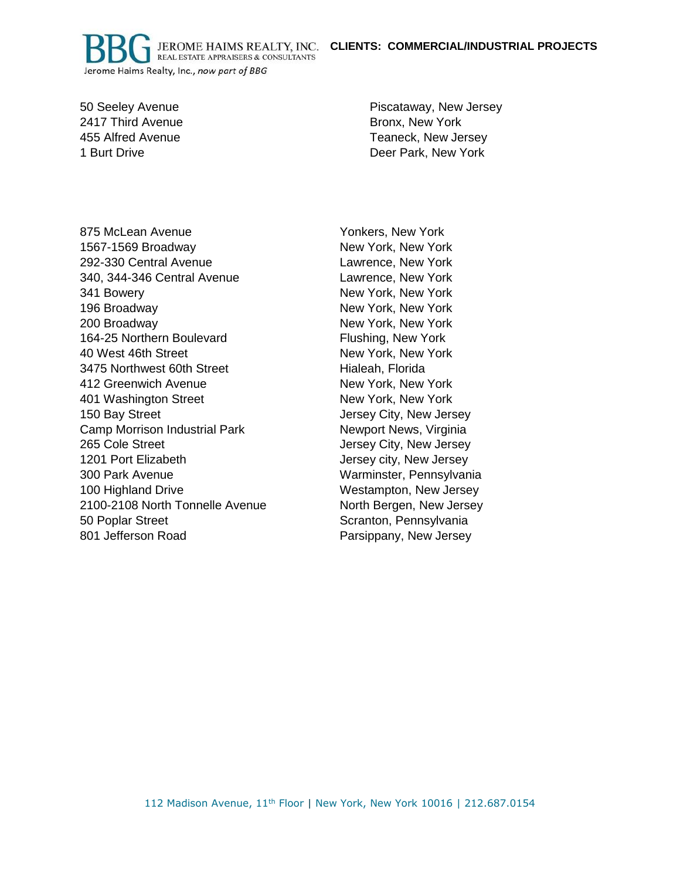# CLIENTS: COMMERCIAL/INDUSTRIAL PROJECTS

| | |
|---|---|
| 50 Seeley Avenue | Piscataway, New Jersey |
| 2417 Third Avenue | Bronx, New York |
| 455 Alfred Avenue | Teaneck, New Jersey |
| 1 Burt Drive | Deer Park, New York |

| | |
|---|---|
| 875 McLean Avenue | Yonkers, New York |
| 1567-1569 Broadway | New York, New York |
| 292-330 Central Avenue | Lawrence, New York |
| 340, 344-346 Central Avenue | Lawrence, New York |
| 341 Bowery | New York, New York |
| 196 Broadway | New York, New York |
| 200 Broadway | New York, New York |
| 164-25 Northern Boulevard | Flushing, New York |
| 40 West 46th Street | New York, New York |
| 3475 Northwest 60th Street | Hialeah, Florida |
| 412 Greenwich Avenue | New York, New York |
| 401 Washington Street | New York, New York |
| 150 Bay Street | Jersey City, New Jersey |
| Camp Morrison Industrial Park | Newport News, Virginia |
| 265 Cole Street | Jersey City, New Jersey |
| 1201 Port Elizabeth | Jersey city, New Jersey |
| 300 Park Avenue | Warminster, Pennsylvania |
| 100 Highland Drive | Westampton, New Jersey |
| 2100-2108 North Tonnelle Avenue | North Bergen, New Jersey |
| 50 Poplar Street | Scranton, Pennsylvania |
| 801 Jefferson Road | Parsippany, New Jersey |